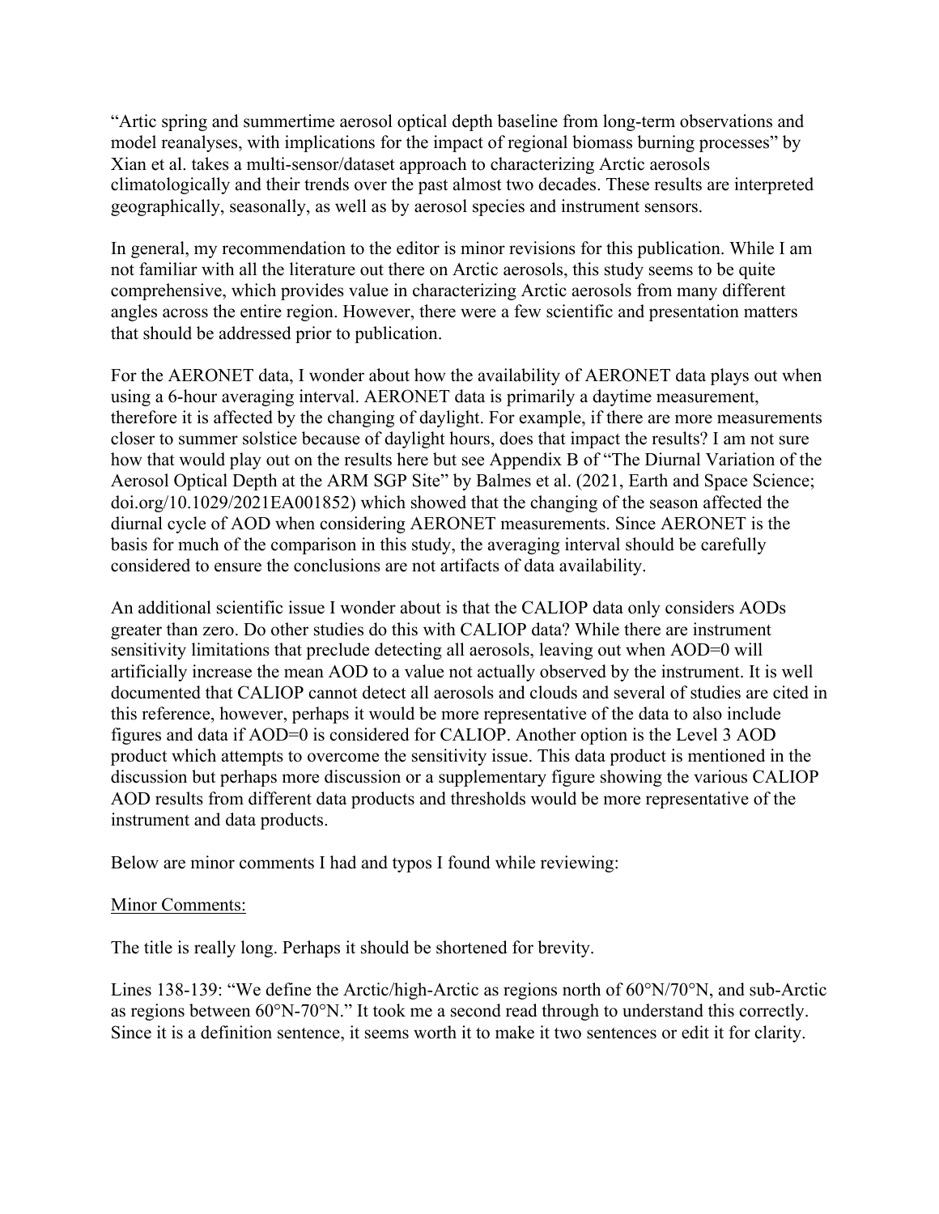"Artic spring and summertime aerosol optical depth baseline from long-term observations and model reanalyses, with implications for the impact of regional biomass burning processes" by Xian et al. takes a multi-sensor/dataset approach to characterizing Arctic aerosols climatologically and their trends over the past almost two decades. These results are interpreted geographically, seasonally, as well as by aerosol species and instrument sensors.

In general, my recommendation to the editor is minor revisions for this publication. While I am not familiar with all the literature out there on Arctic aerosols, this study seems to be quite comprehensive, which provides value in characterizing Arctic aerosols from many different angles across the entire region. However, there were a few scientific and presentation matters that should be addressed prior to publication.

For the AERONET data, I wonder about how the availability of AERONET data plays out when using a 6-hour averaging interval. AERONET data is primarily a daytime measurement, therefore it is affected by the changing of daylight. For example, if there are more measurements closer to summer solstice because of daylight hours, does that impact the results? I am not sure how that would play out on the results here but see Appendix B of "The Diurnal Variation of the Aerosol Optical Depth at the ARM SGP Site" by Balmes et al. (2021, Earth and Space Science; doi.org/10.1029/2021EA001852) which showed that the changing of the season affected the diurnal cycle of AOD when considering AERONET measurements. Since AERONET is the basis for much of the comparison in this study, the averaging interval should be carefully considered to ensure the conclusions are not artifacts of data availability.

An additional scientific issue I wonder about is that the CALIOP data only considers AODs greater than zero. Do other studies do this with CALIOP data? While there are instrument sensitivity limitations that preclude detecting all aerosols, leaving out when AOD=0 will artificially increase the mean AOD to a value not actually observed by the instrument. It is well documented that CALIOP cannot detect all aerosols and clouds and several of studies are cited in this reference, however, perhaps it would be more representative of the data to also include figures and data if AOD=0 is considered for CALIOP. Another option is the Level 3 AOD product which attempts to overcome the sensitivity issue. This data product is mentioned in the discussion but perhaps more discussion or a supplementary figure showing the various CALIOP AOD results from different data products and thresholds would be more representative of the instrument and data products.

Below are minor comments I had and typos I found while reviewing:

Minor Comments:

The title is really long. Perhaps it should be shortened for brevity.

Lines 138-139: "We define the Arctic/high-Arctic as regions north of 60°N/70°N, and sub-Arctic as regions between 60°N-70°N." It took me a second read through to understand this correctly. Since it is a definition sentence, it seems worth it to make it two sentences or edit it for clarity.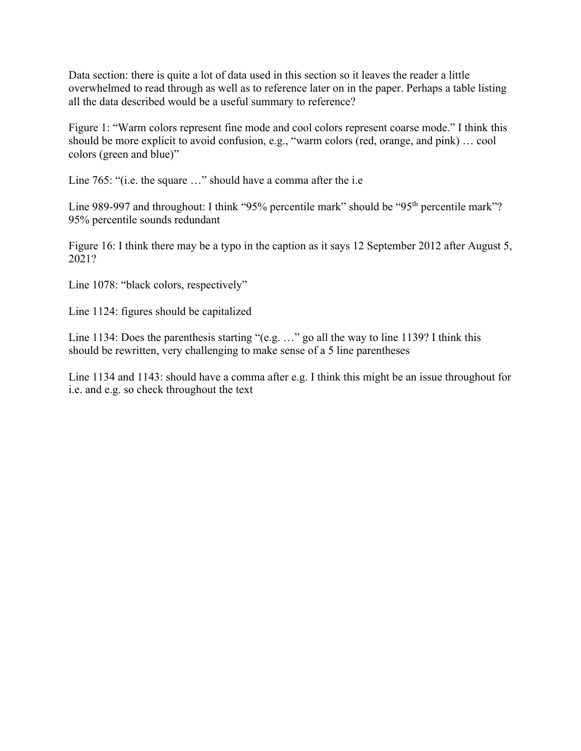Data section: there is quite a lot of data used in this section so it leaves the reader a little overwhelmed to read through as well as to reference later on in the paper. Perhaps a table listing all the data described would be a useful summary to reference?

Figure 1: "Warm colors represent fine mode and cool colors represent coarse mode." I think this should be more explicit to avoid confusion, e.g., "warm colors (red, orange, and pink) … cool colors (green and blue)"

Line 765: "(i.e. the square …" should have a comma after the i.e

Line 989-997 and throughout: I think "95% percentile mark" should be "95$^{th}$ percentile mark"? 95% percentile sounds redundant

Figure 16: I think there may be a typo in the caption as it says 12 September 2012 after August 5, 2021?

Line 1078: "black colors, respectively"

Line 1124: figures should be capitalized

Line 1134: Does the parenthesis starting "(e.g. …" go all the way to line 1139? I think this should be rewritten, very challenging to make sense of a 5 line parentheses

Line 1134 and 1143: should have a comma after e.g. I think this might be an issue throughout for i.e. and e.g. so check throughout the text